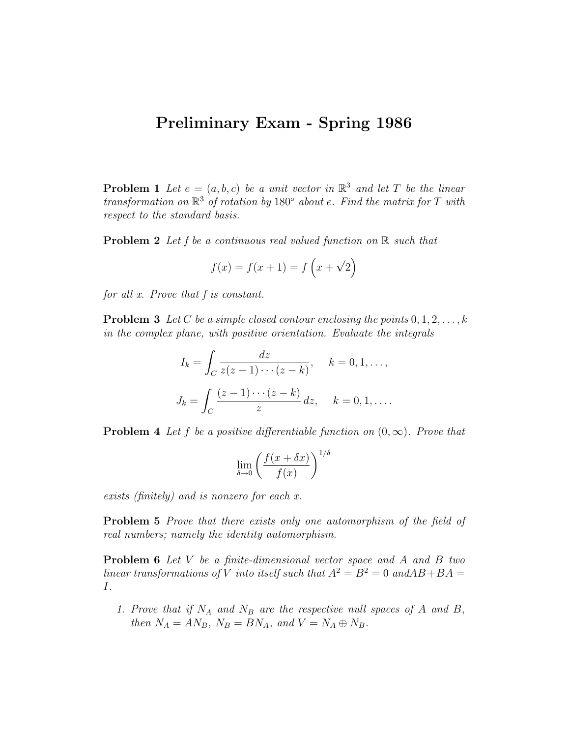# Preliminary Exam - Spring 1986

**Problem 1** *Let $e = (a, b, c)$ be a unit vector in $\mathbb{R}^3$ and let $T$ be the linear transformation on $\mathbb{R}^3$ of rotation by $180^\circ$ about $e$. Find the matrix for $T$ with respect to the standard basis.*

**Problem 2** *Let $f$ be a continuous real valued function on $\mathbb{R}$ such that*

$$f(x) = f(x+1) = f\left(x + \sqrt{2}\right)$$

*for all $x$. Prove that $f$ is constant.*

**Problem 3** *Let $C$ be a simple closed contour enclosing the points $0, 1, 2, \ldots, k$ in the complex plane, with positive orientation. Evaluate the integrals*

$$I_k = \int_C \frac{dz}{z(z-1)\cdots(z-k)}, \quad k = 0, 1, \ldots,$$

$$J_k = \int_C \frac{(z-1)\cdots(z-k)}{z}\, dz, \quad k = 0, 1, \ldots.$$

**Problem 4** *Let $f$ be a positive differentiable function on $(0, \infty)$. Prove that*

$$\lim_{\delta \to 0} \left( \frac{f(x + \delta x)}{f(x)} \right)^{1/\delta}$$

*exists (finitely) and is nonzero for each $x$.*

**Problem 5** *Prove that there exists only one automorphism of the field of real numbers; namely the identity automorphism.*

**Problem 6** *Let $V$ be a finite-dimensional vector space and $A$ and $B$ two linear transformations of $V$ into itself such that $A^2 = B^2 = 0$ and $AB + BA = I$.*

1. *Prove that if $N_A$ and $N_B$ are the respective null spaces of $A$ and $B$, then $N_A = AN_B$, $N_B = BN_A$, and $V = N_A \oplus N_B$.*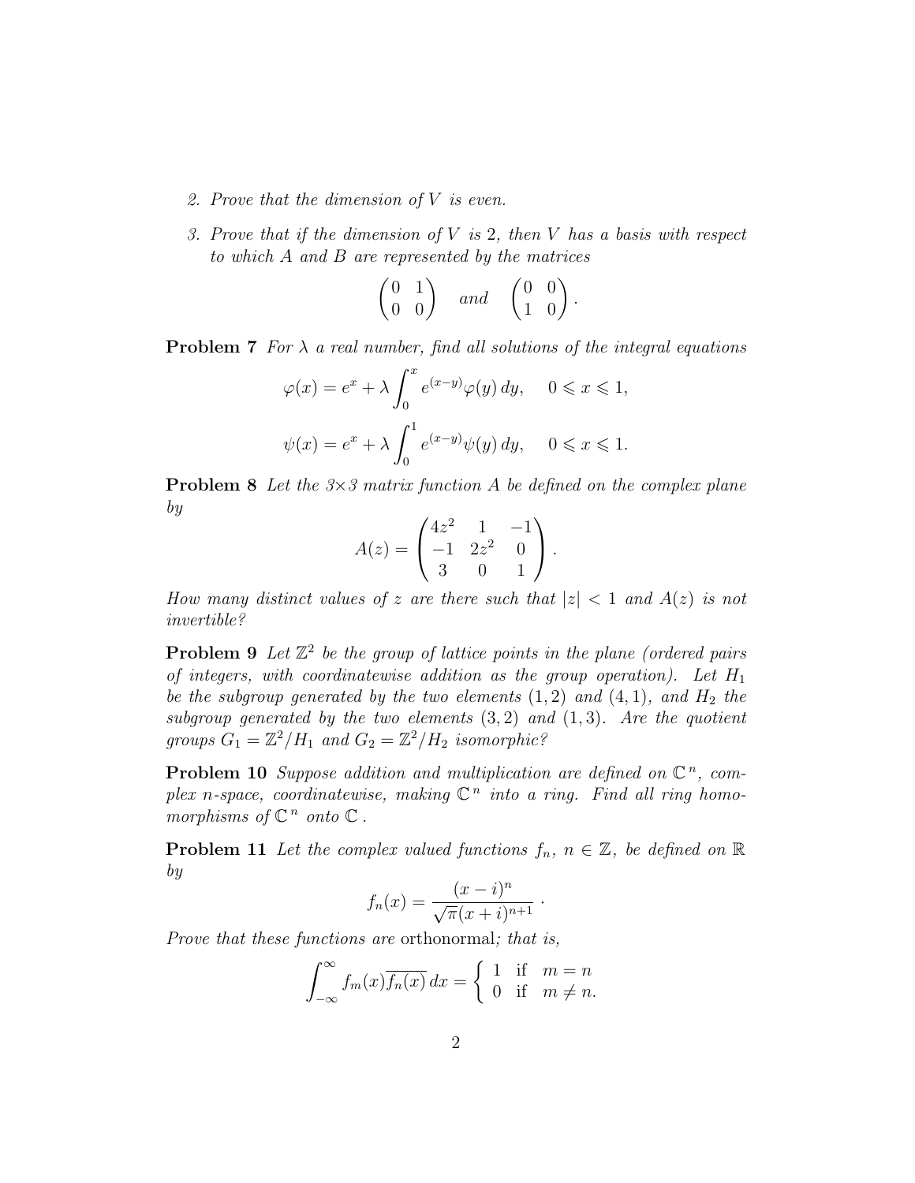2. *Prove that the dimension of $V$ is even.*

3. *Prove that if the dimension of $V$ is 2, then $V$ has a basis with respect to which $A$ and $B$ are represented by the matrices*

$$\begin{pmatrix} 0 & 1 \\ 0 & 0 \end{pmatrix} \quad \textit{and} \quad \begin{pmatrix} 0 & 0 \\ 1 & 0 \end{pmatrix}.$$

**Problem 7** *For $\lambda$ a real number, find all solutions of the integral equations*

$$\varphi(x) = e^x + \lambda \int_0^x e^{(x-y)} \varphi(y)\, dy, \quad 0 \leqslant x \leqslant 1,$$

$$\psi(x) = e^x + \lambda \int_0^1 e^{(x-y)} \psi(y)\, dy, \quad 0 \leqslant x \leqslant 1.$$

**Problem 8** *Let the $3\times 3$ matrix function $A$ be defined on the complex plane by*

$$A(z) = \begin{pmatrix} 4z^2 & 1 & -1 \\ -1 & 2z^2 & 0 \\ 3 & 0 & 1 \end{pmatrix}.$$

*How many distinct values of $z$ are there such that $|z| < 1$ and $A(z)$ is not invertible?*

**Problem 9** *Let $\mathbb{Z}^2$ be the group of lattice points in the plane (ordered pairs of integers, with coordinatewise addition as the group operation). Let $H_1$ be the subgroup generated by the two elements $(1, 2)$ and $(4, 1)$, and $H_2$ the subgroup generated by the two elements $(3, 2)$ and $(1, 3)$. Are the quotient groups $G_1 = \mathbb{Z}^2/H_1$ and $G_2 = \mathbb{Z}^2/H_2$ isomorphic?*

**Problem 10** *Suppose addition and multiplication are defined on $\mathbb{C}^n$, complex n-space, coordinatewise, making $\mathbb{C}^n$ into a ring. Find all ring homomorphisms of $\mathbb{C}^n$ onto $\mathbb{C}$.*

**Problem 11** *Let the complex valued functions $f_n$, $n \in \mathbb{Z}$, be defined on $\mathbb{R}$ by*

$$f_n(x) = \frac{(x-i)^n}{\sqrt{\pi}(x+i)^{n+1}}\,.$$

*Prove that these functions are* orthonormal*; that is,*

$$\int_{-\infty}^{\infty} f_m(x)\overline{f_n(x)}\, dx = \begin{cases} 1 & \text{if} \quad m = n \\ 0 & \text{if} \quad m \neq n. \end{cases}$$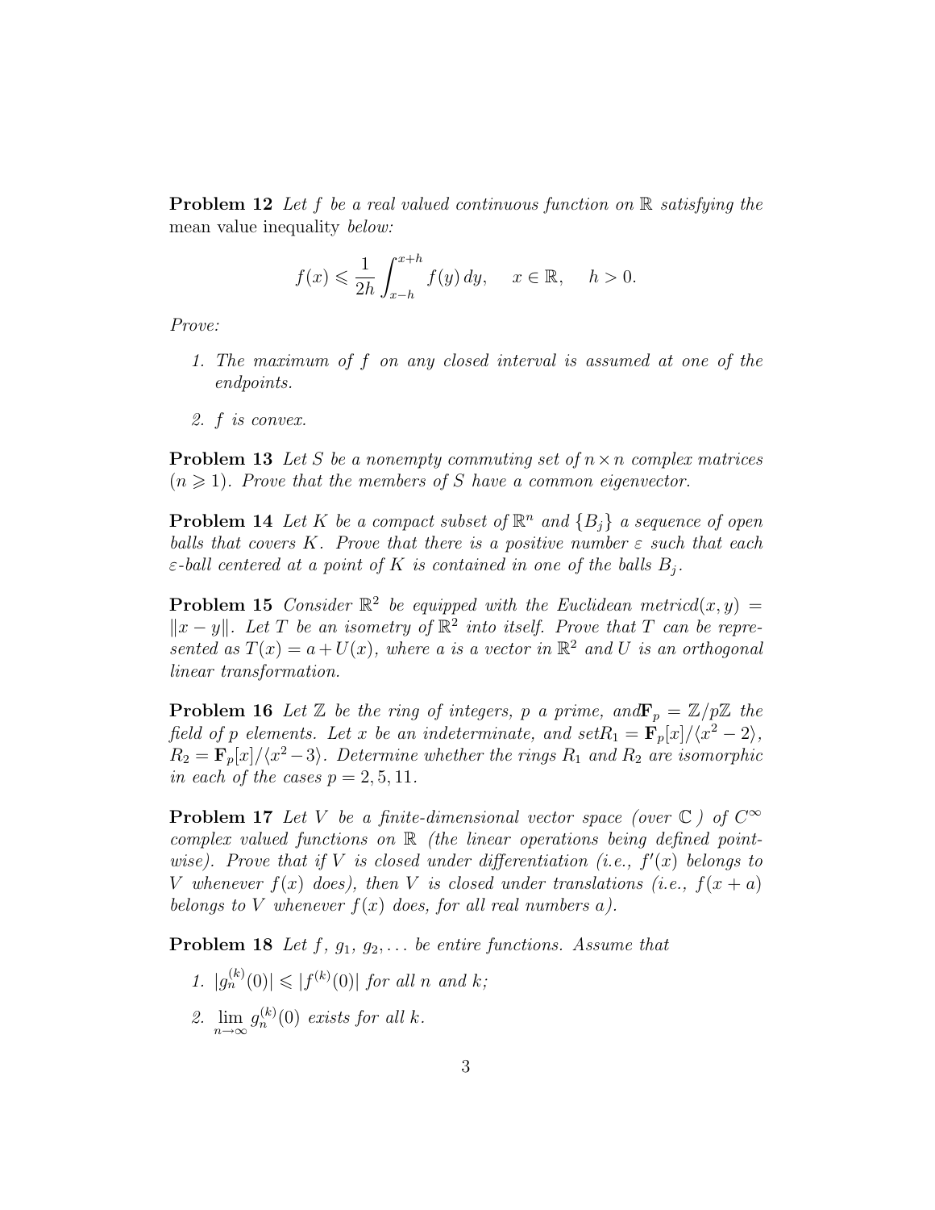**Problem 12** *Let $f$ be a real valued continuous function on $\mathbb{R}$ satisfying the* mean value inequality *below:*

$$f(x) \leqslant \frac{1}{2h}\int_{x-h}^{x+h} f(y)\,dy, \quad x \in \mathbb{R}, \quad h > 0.$$

*Prove:*

1. *The maximum of $f$ on any closed interval is assumed at one of the endpoints.*
2. *$f$ is convex.*

**Problem 13** *Let $S$ be a nonempty commuting set of $n \times n$ complex matrices ($n \geqslant 1$). Prove that the members of $S$ have a common eigenvector.*

**Problem 14** *Let $K$ be a compact subset of $\mathbb{R}^n$ and $\{B_j\}$ a sequence of open balls that covers $K$. Prove that there is a positive number $\varepsilon$ such that each $\varepsilon$-ball centered at a point of $K$ is contained in one of the balls $B_j$.*

**Problem 15** *Consider $\mathbb{R}^2$ be equipped with the Euclidean metric$d(x, y) = \|x - y\|$. Let $T$ be an isometry of $\mathbb{R}^2$ into itself. Prove that $T$ can be represented as $T(x) = a + U(x)$, where $a$ is a vector in $\mathbb{R}^2$ and $U$ is an orthogonal linear transformation.*

**Problem 16** *Let $\mathbb{Z}$ be the ring of integers, $p$ a prime, and$\mathbf{F}_p = \mathbb{Z}/p\mathbb{Z}$ the field of $p$ elements. Let $x$ be an indeterminate, and set$R_1 = \mathbf{F}_p[x]/\langle x^2 - 2\rangle$, $R_2 = \mathbf{F}_p[x]/\langle x^2 - 3\rangle$. Determine whether the rings $R_1$ and $R_2$ are isomorphic in each of the cases $p = 2, 5, 11$.*

**Problem 17** *Let $V$ be a finite-dimensional vector space (over $\mathbb{C}$ ) of $C^\infty$ complex valued functions on $\mathbb{R}$ (the linear operations being defined pointwise). Prove that if $V$ is closed under differentiation (i.e., $f'(x)$ belongs to $V$ whenever $f(x)$ does), then $V$ is closed under translations (i.e., $f(x + a)$ belongs to $V$ whenever $f(x)$ does, for all real numbers $a$).*

**Problem 18** *Let $f$, $g_1$, $g_2, \ldots$ be entire functions. Assume that*

1. *$|g_n^{(k)}(0)| \leqslant |f^{(k)}(0)|$ for all $n$ and $k$;*
2. *$\lim\limits_{n\to\infty} g_n^{(k)}(0)$ exists for all $k$.*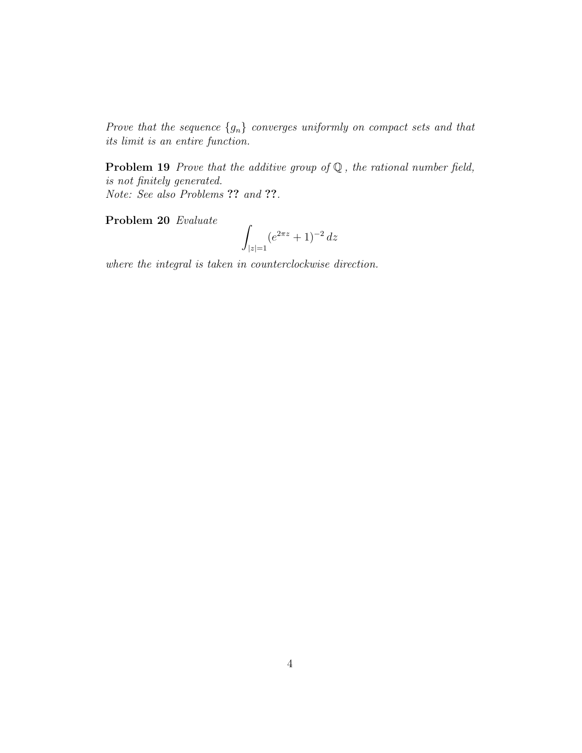*Prove that the sequence $\{g_n\}$ converges uniformly on compact sets and that its limit is an entire function.*

**Problem 19** *Prove that the additive group of $\mathbb{Q}$, the rational number field, is not finitely generated.*
*Note: See also Problems* **??** *and* **??**.

**Problem 20** *Evaluate*

$$\int_{|z|=1} (e^{2\pi z} + 1)^{-2}\, dz$$

*where the integral is taken in counterclockwise direction.*